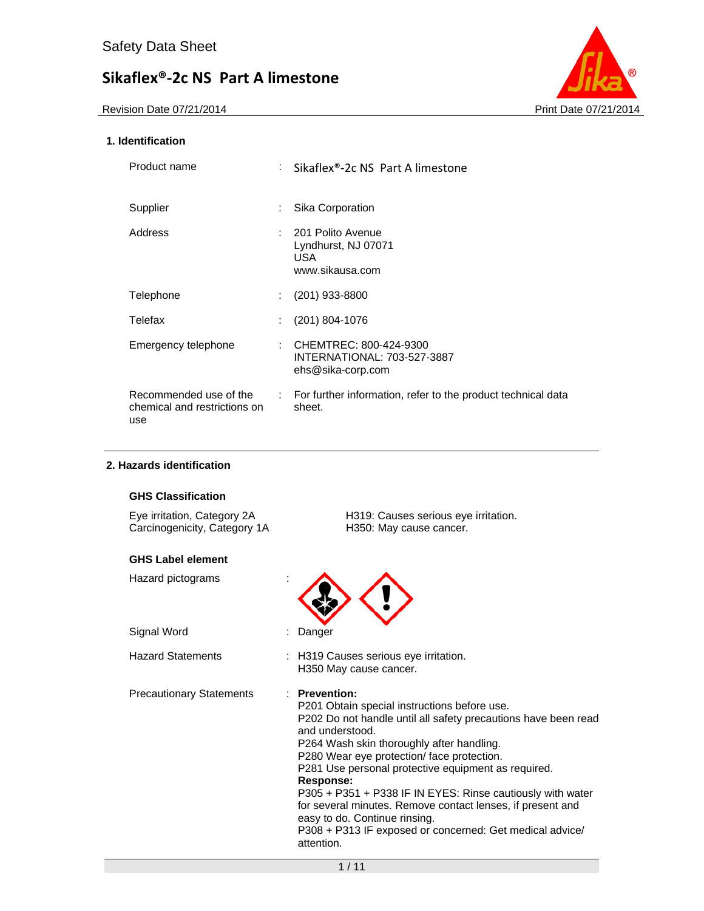Safety Data Sheet

# Sikaflex®-2c NS Part A limestone

Revision Date 07/21/2014 Print Date 07/21/2014

## 1. Identification

| | | |
|---|---|---|
| Product name | : | Sikaflex®-2c NS Part A limestone |
| Supplier | : | Sika Corporation |
| Address | : | 201 Polito Avenue<br>Lyndhurst, NJ 07071<br>USA<br>www.sikausa.com |
| Telephone | : | (201) 933-8800 |
| Telefax | : | (201) 804-1076 |
| Emergency telephone | : | CHEMTREC: 800-424-9300<br>INTERNATIONAL: 703-527-3887<br>ehs@sika-corp.com |
| Recommended use of the chemical and restrictions on use | : | For further information, refer to the product technical data sheet. |

## 2. Hazards identification

**GHS Classification**

| | |
|---|---|
| Eye irritation, Category 2A | H319: Causes serious eye irritation. |
| Carcinogenicity, Category 1A | H350: May cause cancer. |

**GHS Label element**

Hazard pictograms :

Signal Word : Danger

Hazard Statements : H319 Causes serious eye irritation.
H350 May cause cancer.

Precautionary Statements : **Prevention:**
P201 Obtain special instructions before use.
P202 Do not handle until all safety precautions have been read and understood.
P264 Wash skin thoroughly after handling.
P280 Wear eye protection/ face protection.
P281 Use personal protective equipment as required.
**Response:**
P305 + P351 + P338 IF IN EYES: Rinse cautiously with water for several minutes. Remove contact lenses, if present and easy to do. Continue rinsing.
P308 + P313 IF exposed or concerned: Get medical advice/ attention.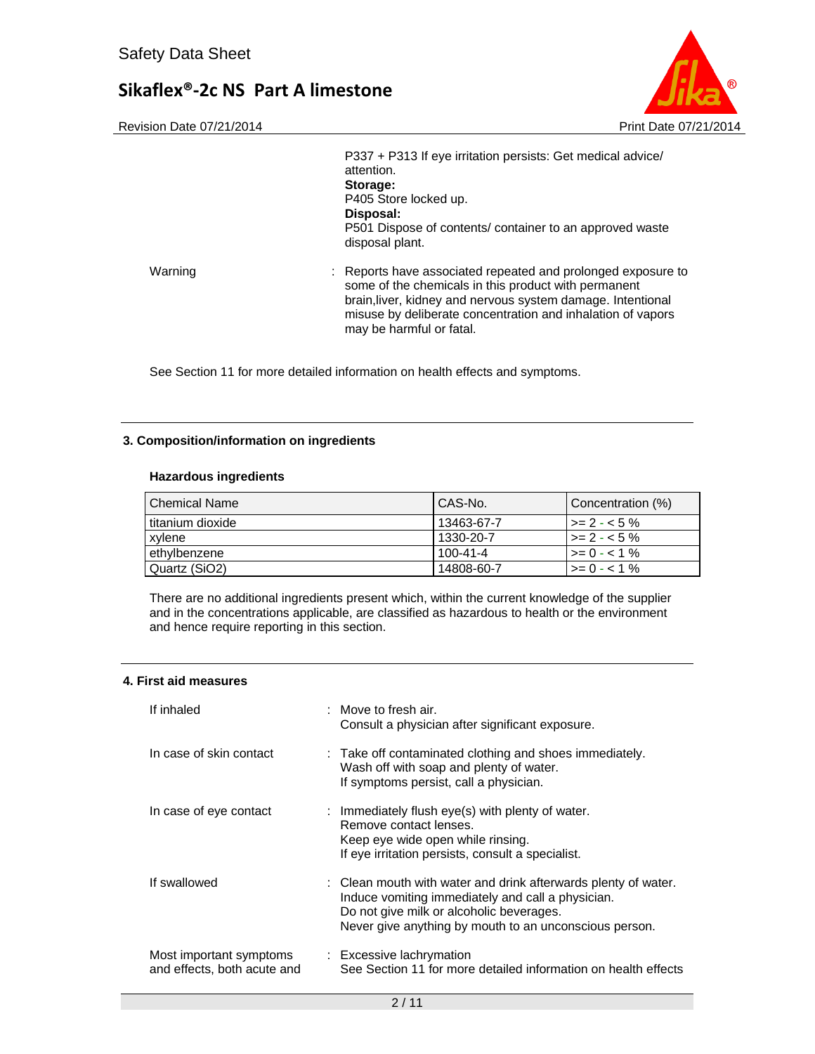P337 + P313 If eye irritation persists: Get medical advice/ attention.

**Storage:**

P405 Store locked up.

**Disposal:**

P501 Dispose of contents/ container to an approved waste disposal plant.

Warning : Reports have associated repeated and prolonged exposure to some of the chemicals in this product with permanent brain,liver, kidney and nervous system damage. Intentional misuse by deliberate concentration and inhalation of vapors may be harmful or fatal.

See Section 11 for more detailed information on health effects and symptoms.

## 3. Composition/information on ingredients

### Hazardous ingredients

| Chemical Name | CAS-No. | Concentration (%) |
| --- | --- | --- |
| titanium dioxide | 13463-67-7 | >= 2 - < 5 % |
| xylene | 1330-20-7 | >= 2 - < 5 % |
| ethylbenzene | 100-41-4 | >= 0 - < 1 % |
| Quartz (SiO2) | 14808-60-7 | >= 0 - < 1 % |

There are no additional ingredients present which, within the current knowledge of the supplier and in the concentrations applicable, are classified as hazardous to health or the environment and hence require reporting in this section.

## 4. First aid measures

If inhaled : Move to fresh air.
Consult a physician after significant exposure.

In case of skin contact : Take off contaminated clothing and shoes immediately.
Wash off with soap and plenty of water.
If symptoms persist, call a physician.

In case of eye contact : Immediately flush eye(s) with plenty of water.
Remove contact lenses.
Keep eye wide open while rinsing.
If eye irritation persists, consult a specialist.

If swallowed : Clean mouth with water and drink afterwards plenty of water.
Induce vomiting immediately and call a physician.
Do not give milk or alcoholic beverages.
Never give anything by mouth to an unconscious person.

Most important symptoms and effects, both acute and : Excessive lachrymation
See Section 11 for more detailed information on health effects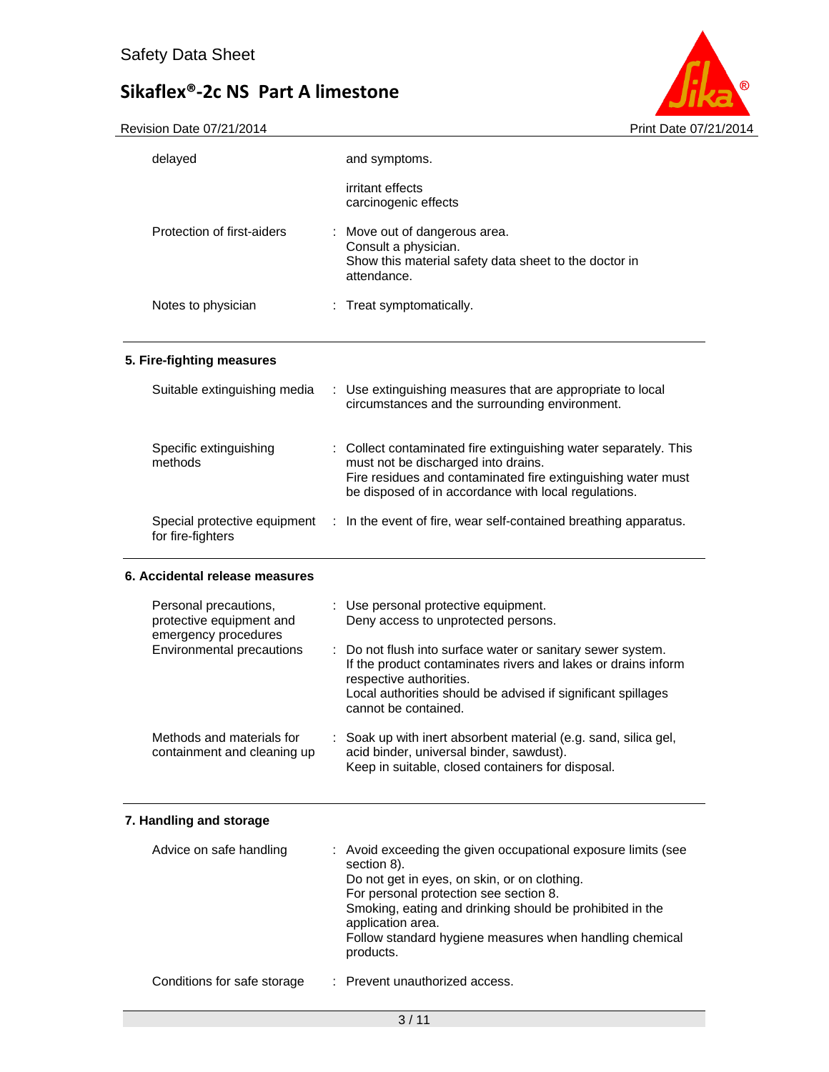| | |
|---|---|
| delayed | and symptoms. |
| | irritant effects<br>carcinogenic effects |
| Protection of first-aiders | : Move out of dangerous area.<br>Consult a physician.<br>Show this material safety data sheet to the doctor in attendance. |
| Notes to physician | : Treat symptomatically. |

## 5. Fire-fighting measures

| | |
|---|---|
| Suitable extinguishing media | : Use extinguishing measures that are appropriate to local circumstances and the surrounding environment. |
| Specific extinguishing methods | : Collect contaminated fire extinguishing water separately. This must not be discharged into drains.<br>Fire residues and contaminated fire extinguishing water must be disposed of in accordance with local regulations. |
| Special protective equipment for fire-fighters | : In the event of fire, wear self-contained breathing apparatus. |

## 6. Accidental release measures

| | |
|---|---|
| Personal precautions, protective equipment and emergency procedures | : Use personal protective equipment.<br>Deny access to unprotected persons. |
| Environmental precautions | : Do not flush into surface water or sanitary sewer system.<br>If the product contaminates rivers and lakes or drains inform respective authorities.<br>Local authorities should be advised if significant spillages cannot be contained. |
| Methods and materials for containment and cleaning up | : Soak up with inert absorbent material (e.g. sand, silica gel, acid binder, universal binder, sawdust).<br>Keep in suitable, closed containers for disposal. |

## 7. Handling and storage

| | |
|---|---|
| Advice on safe handling | : Avoid exceeding the given occupational exposure limits (see section 8).<br>Do not get in eyes, on skin, or on clothing.<br>For personal protection see section 8.<br>Smoking, eating and drinking should be prohibited in the application area.<br>Follow standard hygiene measures when handling chemical products. |
| Conditions for safe storage | : Prevent unauthorized access. |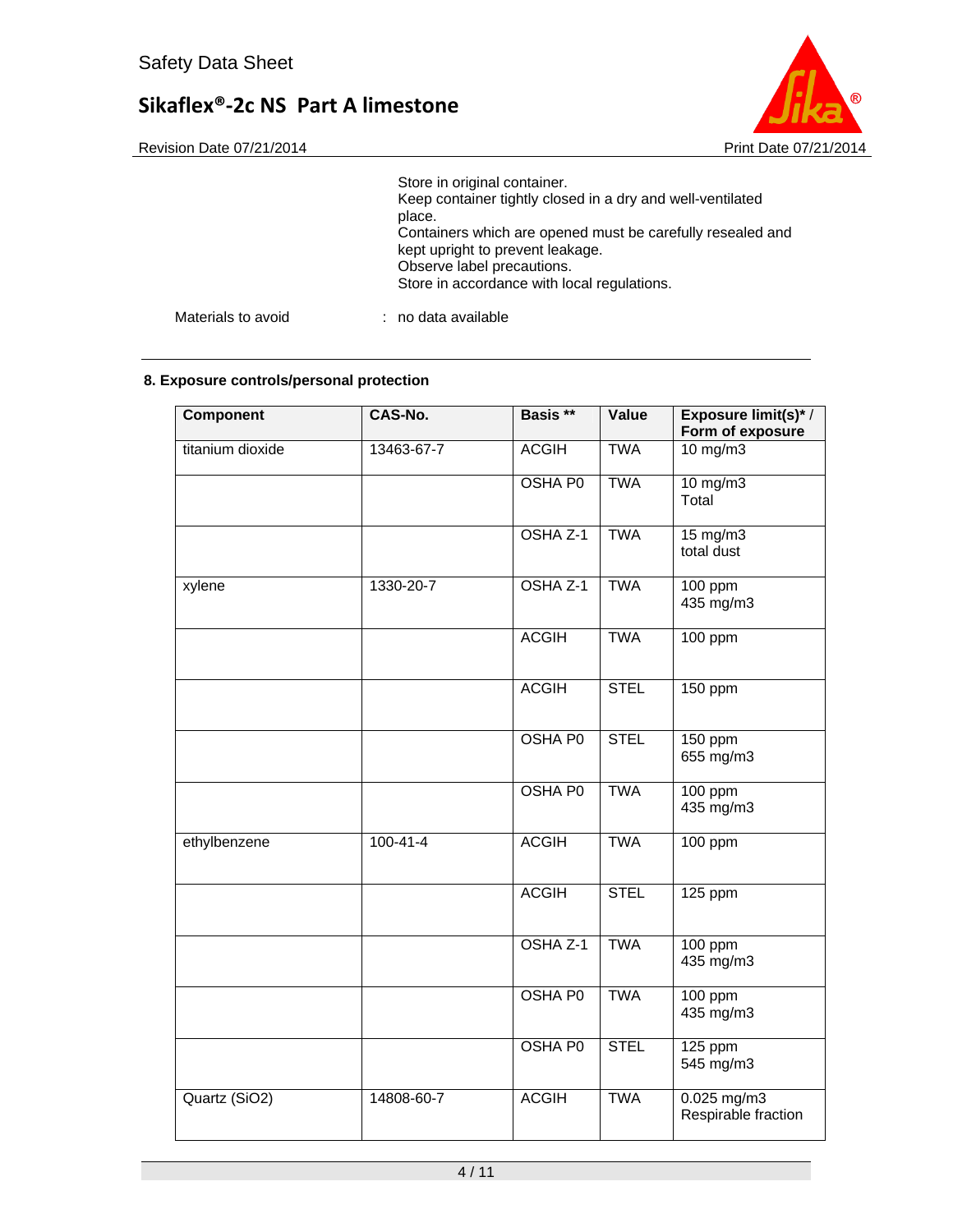Store in original container.
Keep container tightly closed in a dry and well-ventilated place.
Containers which are opened must be carefully resealed and kept upright to prevent leakage.
Observe label precautions.
Store in accordance with local regulations.

Materials to avoid : no data available

## 8. Exposure controls/personal protection

| Component | CAS-No. | Basis ** | Value | Exposure limit(s)* / Form of exposure |
|---|---|---|---|---|
| titanium dioxide | 13463-67-7 | ACGIH | TWA | 10 mg/m3 |
| | | OSHA P0 | TWA | 10 mg/m3<br>Total |
| | | OSHA Z-1 | TWA | 15 mg/m3<br>total dust |
| xylene | 1330-20-7 | OSHA Z-1 | TWA | 100 ppm<br>435 mg/m3 |
| | | ACGIH | TWA | 100 ppm |
| | | ACGIH | STEL | 150 ppm |
| | | OSHA P0 | STEL | 150 ppm<br>655 mg/m3 |
| | | OSHA P0 | TWA | 100 ppm<br>435 mg/m3 |
| ethylbenzene | 100-41-4 | ACGIH | TWA | 100 ppm |
| | | ACGIH | STEL | 125 ppm |
| | | OSHA Z-1 | TWA | 100 ppm<br>435 mg/m3 |
| | | OSHA P0 | TWA | 100 ppm<br>435 mg/m3 |
| | | OSHA P0 | STEL | 125 ppm<br>545 mg/m3 |
| Quartz ($SiO_2$) | 14808-60-7 | ACGIH | TWA | 0.025 mg/m3<br>Respirable fraction |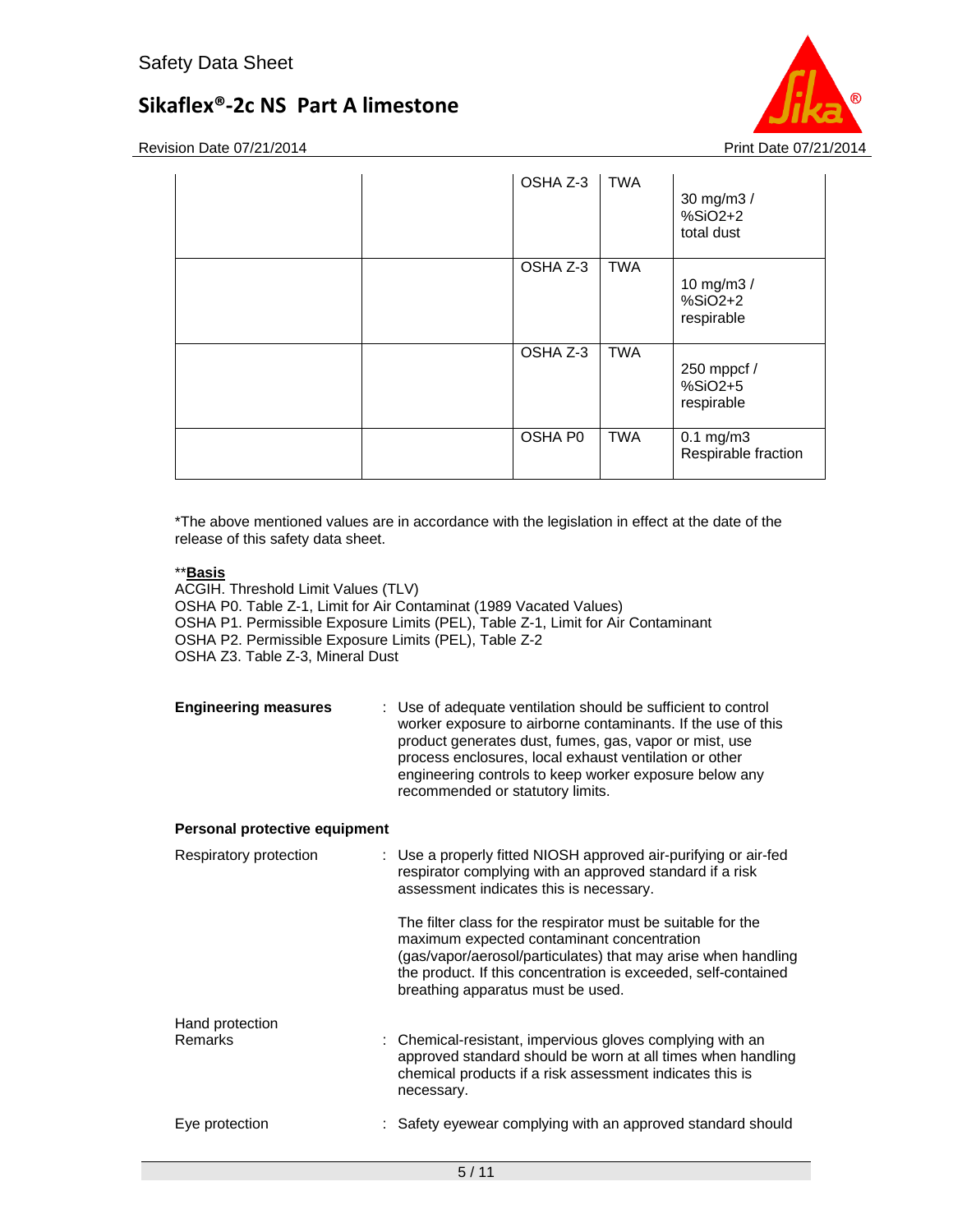| | | OSHA Z-3 | TWA | 30 mg/m3 / %SiO2+2 total dust |
|---|---|---|---|---|
| | | OSHA Z-3 | TWA | 10 mg/m3 / %SiO2+2 respirable |
| | | OSHA Z-3 | TWA | 250 mppcf / %SiO2+5 respirable |
| | | OSHA P0 | TWA | 0.1 mg/m3 Respirable fraction |

*The above mentioned values are in accordance with the legislation in effect at the date of the release of this safety data sheet.

****Basis**

ACGIH. Threshold Limit Values (TLV)
OSHA P0. Table Z-1, Limit for Air Contaminat (1989 Vacated Values)
OSHA P1. Permissible Exposure Limits (PEL), Table Z-1, Limit for Air Contaminant
OSHA P2. Permissible Exposure Limits (PEL), Table Z-2
OSHA Z3. Table Z-3, Mineral Dust

**Engineering measures** : Use of adequate ventilation should be sufficient to control worker exposure to airborne contaminants. If the use of this product generates dust, fumes, gas, vapor or mist, use process enclosures, local exhaust ventilation or other engineering controls to keep worker exposure below any recommended or statutory limits.

**Personal protective equipment**

Respiratory protection : Use a properly fitted NIOSH approved air-purifying or air-fed respirator complying with an approved standard if a risk assessment indicates this is necessary.

The filter class for the respirator must be suitable for the maximum expected contaminant concentration (gas/vapor/aerosol/particulates) that may arise when handling the product. If this concentration is exceeded, self-contained breathing apparatus must be used.

Hand protection

Remarks : Chemical-resistant, impervious gloves complying with an approved standard should be worn at all times when handling chemical products if a risk assessment indicates this is necessary.

Eye protection : Safety eyewear complying with an approved standard should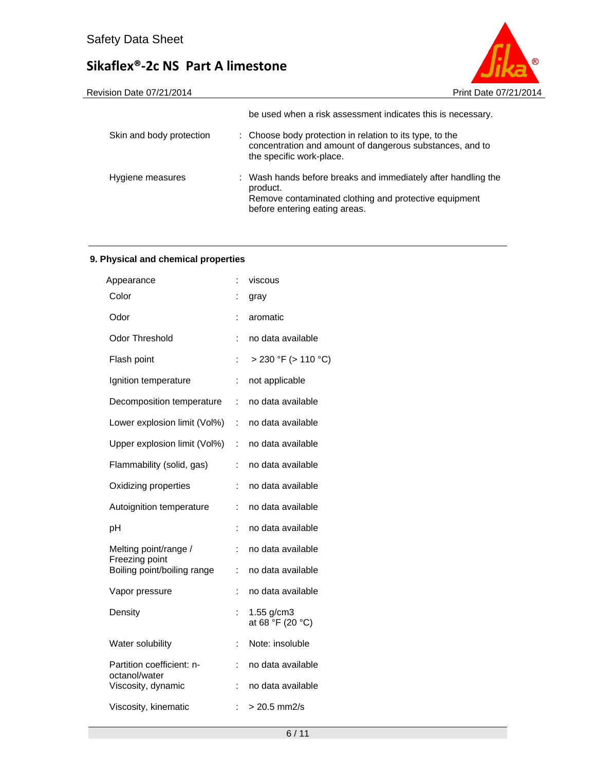be used when a risk assessment indicates this is necessary.

| | | |
|---|---|---|
| Skin and body protection | : | Choose body protection in relation to its type, to the concentration and amount of dangerous substances, and to the specific work-place. |
| Hygiene measures | : | Wash hands before breaks and immediately after handling the product.<br>Remove contaminated clothing and protective equipment before entering eating areas. |

## 9. Physical and chemical properties

| | | |
|---|---|---|
| Appearance | : | viscous |
| Color | : | gray |
| Odor | : | aromatic |
| Odor Threshold | : | no data available |
| Flash point | : | > 230 °F (> 110 °C) |
| Ignition temperature | : | not applicable |
| Decomposition temperature | : | no data available |
| Lower explosion limit (Vol%) | : | no data available |
| Upper explosion limit (Vol%) | : | no data available |
| Flammability (solid, gas) | : | no data available |
| Oxidizing properties | : | no data available |
| Autoignition temperature | : | no data available |
| pH | : | no data available |
| Melting point/range / Freezing point | : | no data available |
| Boiling point/boiling range | : | no data available |
| Vapor pressure | : | no data available |
| Density | : | 1.55 g/cm3<br>at 68 °F (20 °C) |
| Water solubility | : | Note: insoluble |
| Partition coefficient: n-octanol/water | : | no data available |
| Viscosity, dynamic | : | no data available |
| Viscosity, kinematic | : | > 20.5 mm2/s |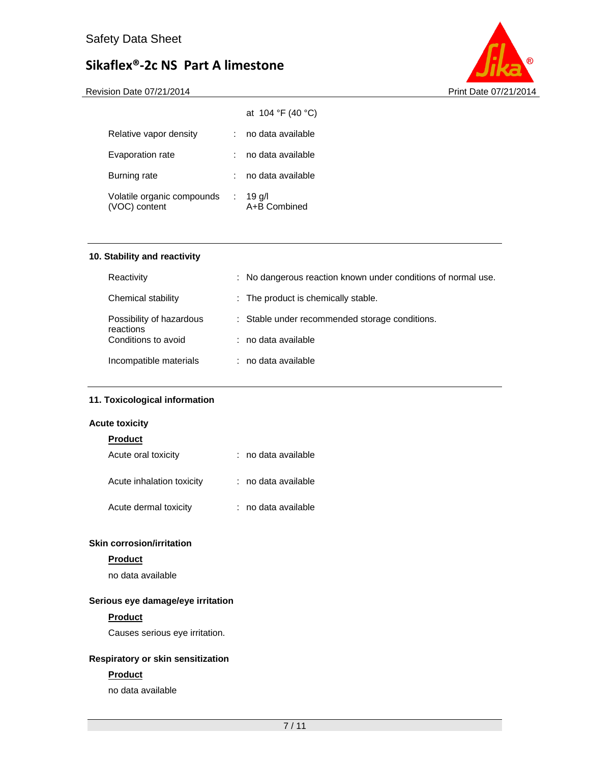| | | |
|---|---|---|
| | | at 104 °F (40 °C) |
| Relative vapor density | : | no data available |
| Evaporation rate | : | no data available |
| Burning rate | : | no data available |
| Volatile organic compounds (VOC) content | : | 19 g/l<br>A+B Combined |

## 10. Stability and reactivity

| | | |
|---|---|---|
| Reactivity | : | No dangerous reaction known under conditions of normal use. |
| Chemical stability | : | The product is chemically stable. |
| Possibility of hazardous reactions | : | Stable under recommended storage conditions. |
| Conditions to avoid | : | no data available |
| Incompatible materials | : | no data available |

## 11. Toxicological information

### Acute toxicity

**Product**

| | | |
|---|---|---|
| Acute oral toxicity | : | no data available |
| Acute inhalation toxicity | : | no data available |
| Acute dermal toxicity | : | no data available |

### Skin corrosion/irritation

**Product**

no data available

### Serious eye damage/eye irritation

**Product**

Causes serious eye irritation.

### Respiratory or skin sensitization

**Product**

no data available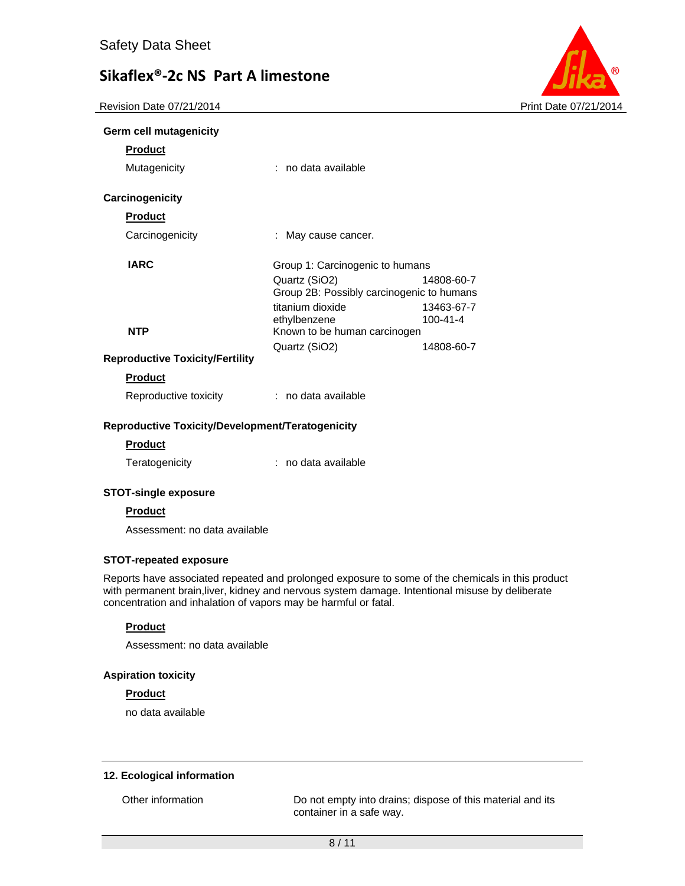**Germ cell mutagenicity**

**Product**

Mutagenicity : no data available

**Carcinogenicity**

**Product**

Carcinogenicity : May cause cancer.

| | | |
|---|---|---|
| **IARC** | Group 1: Carcinogenic to humans | |
| | Quartz ($SiO_2$) | 14808-60-7 |
| | Group 2B: Possibly carcinogenic to humans | |
| | titanium dioxide | 13463-67-7 |
| | ethylbenzene | 100-41-4 |
| **NTP** | Known to be human carcinogen | |
| | Quartz ($SiO_2$) | 14808-60-7 |

**Reproductive Toxicity/Fertility**

**Product**

Reproductive toxicity : no data available

**Reproductive Toxicity/Development/Teratogenicity**

**Product**

Teratogenicity : no data available

**STOT-single exposure**

**Product**

Assessment: no data available

**STOT-repeated exposure**

Reports have associated repeated and prolonged exposure to some of the chemicals in this product with permanent brain,liver, kidney and nervous system damage. Intentional misuse by deliberate concentration and inhalation of vapors may be harmful or fatal.

**Product**

Assessment: no data available

**Aspiration toxicity**

**Product**

no data available

## 12. Ecological information

Other information: Do not empty into drains; dispose of this material and its container in a safe way.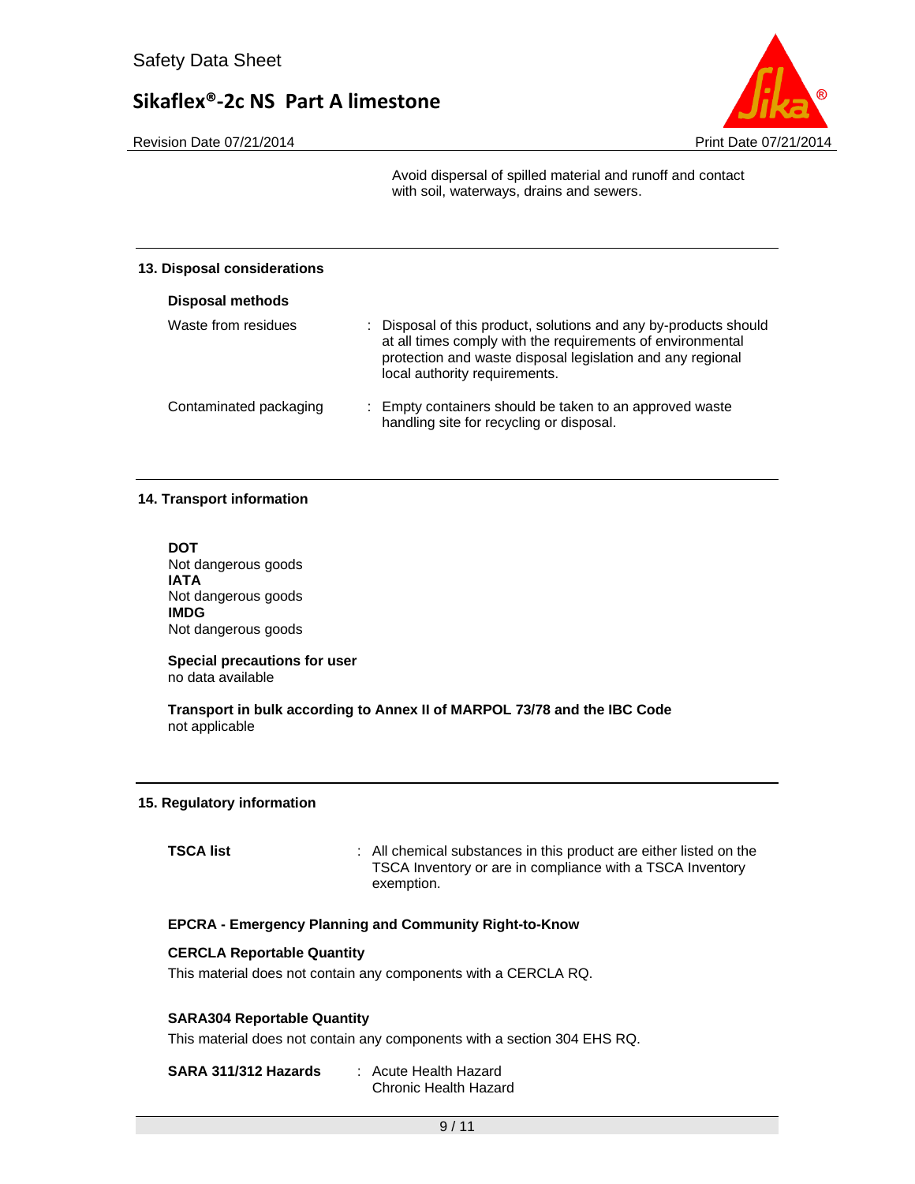Avoid dispersal of spilled material and runoff and contact with soil, waterways, drains and sewers.

## 13. Disposal considerations

### Disposal methods

| | |
|---|---|
| Waste from residues | : Disposal of this product, solutions and any by-products should at all times comply with the requirements of environmental protection and waste disposal legislation and any regional local authority requirements. |
| Contaminated packaging | : Empty containers should be taken to an approved waste handling site for recycling or disposal. |

## 14. Transport information

**DOT**
Not dangerous goods
**IATA**
Not dangerous goods
**IMDG**
Not dangerous goods

**Special precautions for user**
no data available

**Transport in bulk according to Annex II of MARPOL 73/78 and the IBC Code**
not applicable

## 15. Regulatory information

**TSCA list** : All chemical substances in this product are either listed on the TSCA Inventory or are in compliance with a TSCA Inventory exemption.

**EPCRA - Emergency Planning and Community Right-to-Know**

**CERCLA Reportable Quantity**
This material does not contain any components with a CERCLA RQ.

**SARA304 Reportable Quantity**
This material does not contain any components with a section 304 EHS RQ.

**SARA 311/312 Hazards** : Acute Health Hazard
Chronic Health Hazard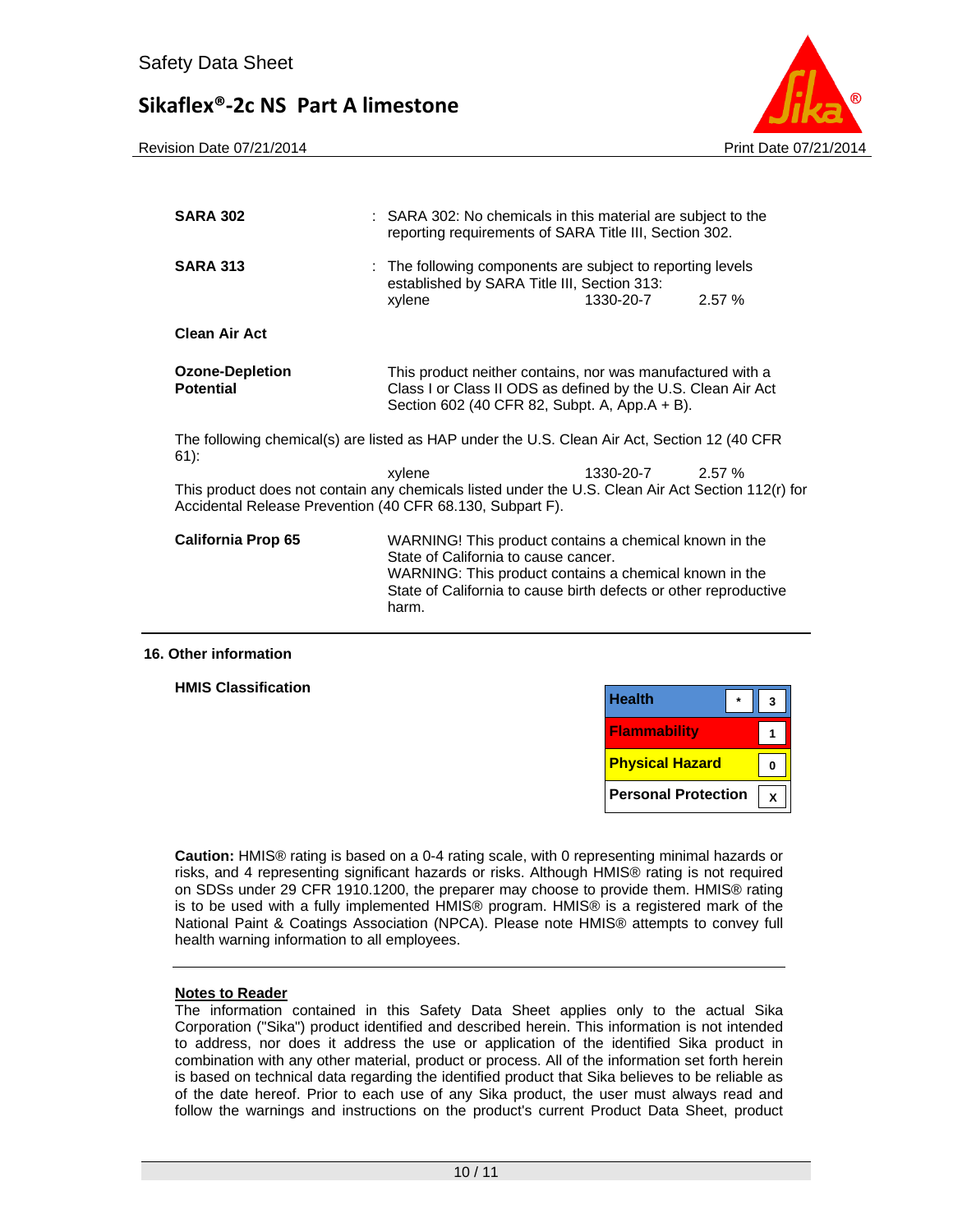**SARA 302** : SARA 302: No chemicals in this material are subject to the reporting requirements of SARA Title III, Section 302.

**SARA 313** : The following components are subject to reporting levels established by SARA Title III, Section 313:

| | | |
|---|---|---|
| xylene | 1330-20-7 | 2.57 % |

**Clean Air Act**

**Ozone-Depletion Potential**

This product neither contains, nor was manufactured with a Class I or Class II ODS as defined by the U.S. Clean Air Act Section 602 (40 CFR 82, Subpt. A, App.A + B).

The following chemical(s) are listed as HAP under the U.S. Clean Air Act, Section 12 (40 CFR 61):

| | | |
|---|---|---|
| xylene | 1330-20-7 | 2.57 % |

This product does not contain any chemicals listed under the U.S. Clean Air Act Section 112(r) for Accidental Release Prevention (40 CFR 68.130, Subpart F).

**California Prop 65**

WARNING! This product contains a chemical known in the State of California to cause cancer.
WARNING: This product contains a chemical known in the State of California to cause birth defects or other reproductive harm.

## 16. Other information

**HMIS Classification**

| | | |
|---|---|---|
| Health | * | 3 |
| Flammability | | 1 |
| Physical Hazard | | 0 |
| Personal Protection | | X |

**Caution:** HMIS® rating is based on a 0-4 rating scale, with 0 representing minimal hazards or risks, and 4 representing significant hazards or risks. Although HMIS® rating is not required on SDSs under 29 CFR 1910.1200, the preparer may choose to provide them. HMIS® rating is to be used with a fully implemented HMIS® program. HMIS® is a registered mark of the National Paint & Coatings Association (NPCA). Please note HMIS® attempts to convey full health warning information to all employees.

**Notes to Reader**

The information contained in this Safety Data Sheet applies only to the actual Sika Corporation ("Sika") product identified and described herein. This information is not intended to address, nor does it address the use or application of the identified Sika product in combination with any other material, product or process. All of the information set forth herein is based on technical data regarding the identified product that Sika believes to be reliable as of the date hereof. Prior to each use of any Sika product, the user must always read and follow the warnings and instructions on the product's current Product Data Sheet, product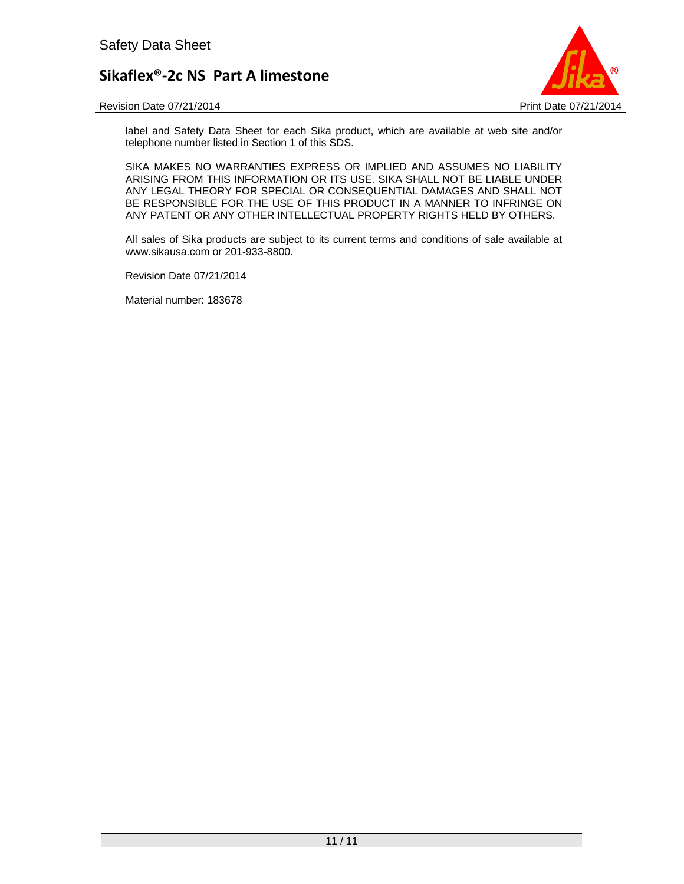label and Safety Data Sheet for each Sika product, which are available at web site and/or telephone number listed in Section 1 of this SDS.

SIKA MAKES NO WARRANTIES EXPRESS OR IMPLIED AND ASSUMES NO LIABILITY ARISING FROM THIS INFORMATION OR ITS USE. SIKA SHALL NOT BE LIABLE UNDER ANY LEGAL THEORY FOR SPECIAL OR CONSEQUENTIAL DAMAGES AND SHALL NOT BE RESPONSIBLE FOR THE USE OF THIS PRODUCT IN A MANNER TO INFRINGE ON ANY PATENT OR ANY OTHER INTELLECTUAL PROPERTY RIGHTS HELD BY OTHERS.

All sales of Sika products are subject to its current terms and conditions of sale available at www.sikausa.com or 201-933-8800.

Revision Date 07/21/2014

Material number: 183678